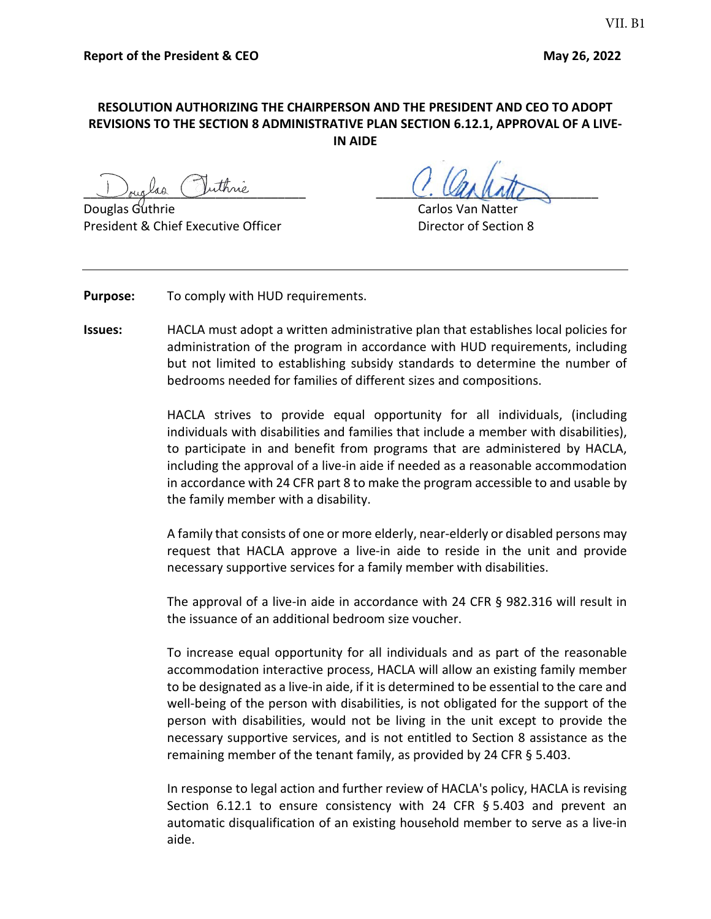VII. B1

**Report of the President & CEO** **May 26, 2022**

**RESOLUTION AUTHORIZING THE CHAIRPERSON AND THE PRESIDENT AND CEO TO ADOPT REVISIONS TO THE SECTION 8 ADMINISTRATIVE PLAN SECTION 6.12.1, APPROVAL OF A LIVE-IN AIDE**

Douglas Guthrie
President & Chief Executive Officer

Carlos Van Natter
Director of Section 8

---

**Purpose:** To comply with HUD requirements.

**Issues:** HACLA must adopt a written administrative plan that establishes local policies for administration of the program in accordance with HUD requirements, including but not limited to establishing subsidy standards to determine the number of bedrooms needed for families of different sizes and compositions.

HACLA strives to provide equal opportunity for all individuals, (including individuals with disabilities and families that include a member with disabilities), to participate in and benefit from programs that are administered by HACLA, including the approval of a live-in aide if needed as a reasonable accommodation in accordance with 24 CFR part 8 to make the program accessible to and usable by the family member with a disability.

A family that consists of one or more elderly, near-elderly or disabled persons may request that HACLA approve a live-in aide to reside in the unit and provide necessary supportive services for a family member with disabilities.

The approval of a live-in aide in accordance with 24 CFR § 982.316 will result in the issuance of an additional bedroom size voucher.

To increase equal opportunity for all individuals and as part of the reasonable accommodation interactive process, HACLA will allow an existing family member to be designated as a live-in aide, if it is determined to be essential to the care and well-being of the person with disabilities, is not obligated for the support of the person with disabilities, would not be living in the unit except to provide the necessary supportive services, and is not entitled to Section 8 assistance as the remaining member of the tenant family, as provided by 24 CFR § 5.403.

In response to legal action and further review of HACLA's policy, HACLA is revising Section 6.12.1 to ensure consistency with 24 CFR § 5.403 and prevent an automatic disqualification of an existing household member to serve as a live-in aide.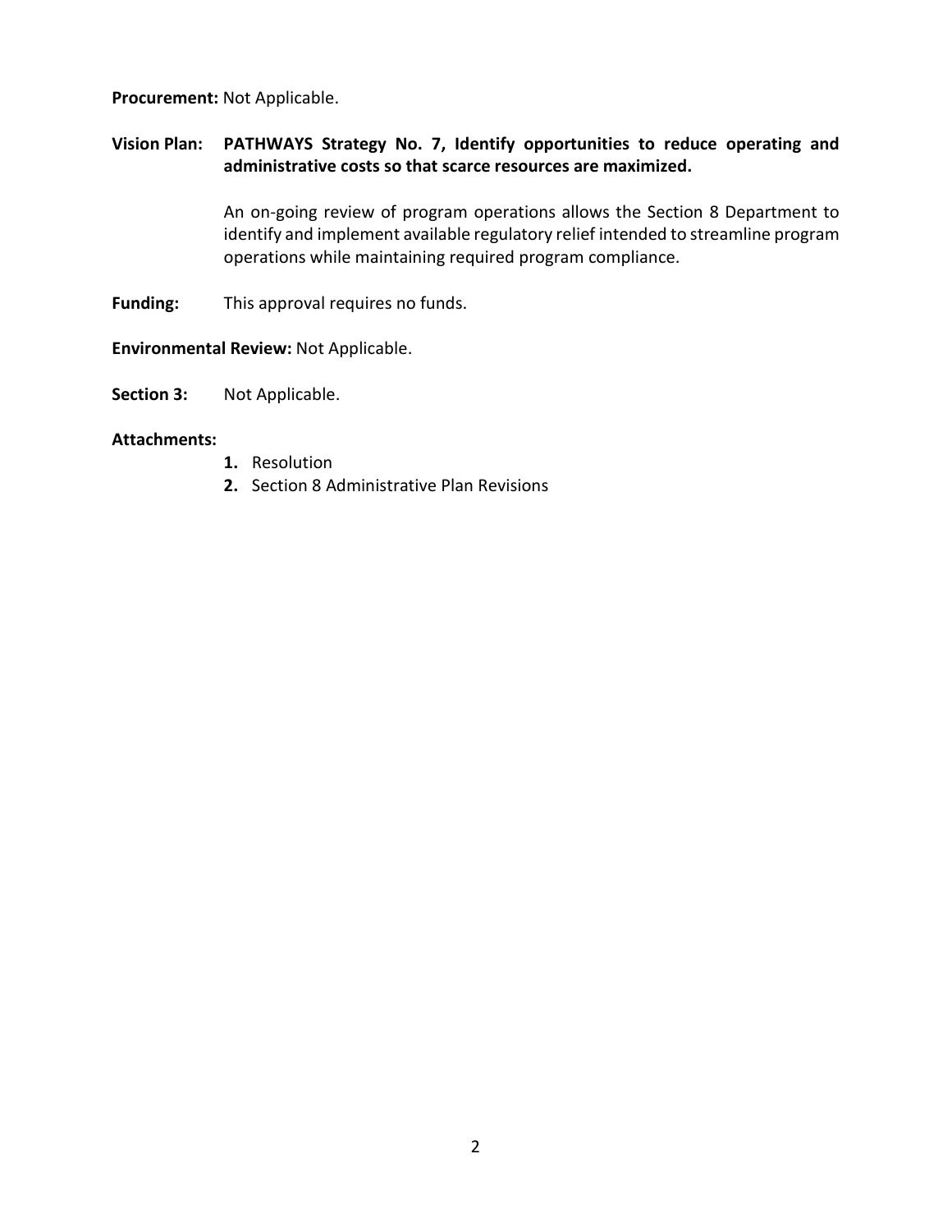**Procurement:** Not Applicable.

**Vision Plan:** **PATHWAYS Strategy No. 7, Identify opportunities to reduce operating and administrative costs so that scarce resources are maximized.**

An on-going review of program operations allows the Section 8 Department to identify and implement available regulatory relief intended to streamline program operations while maintaining required program compliance.

**Funding:** This approval requires no funds.

**Environmental Review:** Not Applicable.

**Section 3:** Not Applicable.

**Attachments:**

1. Resolution
2. Section 8 Administrative Plan Revisions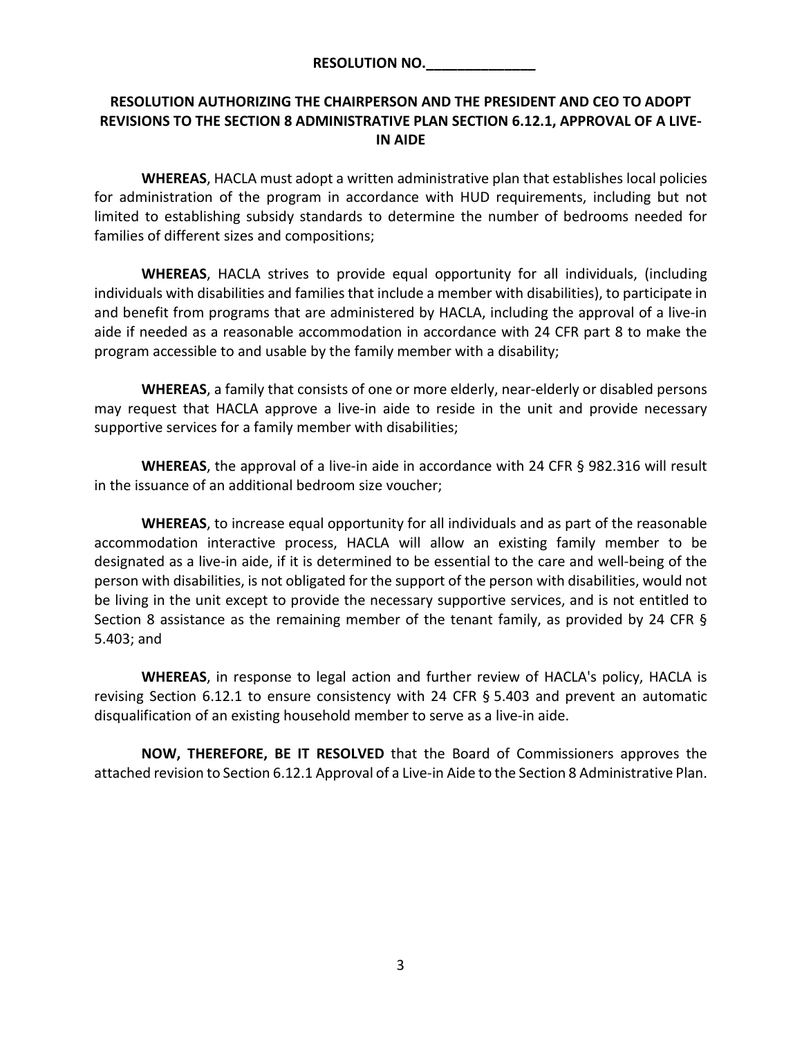**RESOLUTION NO.______________**

**RESOLUTION AUTHORIZING THE CHAIRPERSON AND THE PRESIDENT AND CEO TO ADOPT REVISIONS TO THE SECTION 8 ADMINISTRATIVE PLAN SECTION 6.12.1, APPROVAL OF A LIVE-IN AIDE**

**WHEREAS**, HACLA must adopt a written administrative plan that establishes local policies for administration of the program in accordance with HUD requirements, including but not limited to establishing subsidy standards to determine the number of bedrooms needed for families of different sizes and compositions;

**WHEREAS**, HACLA strives to provide equal opportunity for all individuals, (including individuals with disabilities and families that include a member with disabilities), to participate in and benefit from programs that are administered by HACLA, including the approval of a live-in aide if needed as a reasonable accommodation in accordance with 24 CFR part 8 to make the program accessible to and usable by the family member with a disability;

**WHEREAS**, a family that consists of one or more elderly, near-elderly or disabled persons may request that HACLA approve a live-in aide to reside in the unit and provide necessary supportive services for a family member with disabilities;

**WHEREAS**, the approval of a live-in aide in accordance with 24 CFR § 982.316 will result in the issuance of an additional bedroom size voucher;

**WHEREAS**, to increase equal opportunity for all individuals and as part of the reasonable accommodation interactive process, HACLA will allow an existing family member to be designated as a live-in aide, if it is determined to be essential to the care and well-being of the person with disabilities, is not obligated for the support of the person with disabilities, would not be living in the unit except to provide the necessary supportive services, and is not entitled to Section 8 assistance as the remaining member of the tenant family, as provided by 24 CFR § 5.403; and

**WHEREAS**, in response to legal action and further review of HACLA's policy, HACLA is revising Section 6.12.1 to ensure consistency with 24 CFR § 5.403 and prevent an automatic disqualification of an existing household member to serve as a live-in aide.

**NOW, THEREFORE, BE IT RESOLVED** that the Board of Commissioners approves the attached revision to Section 6.12.1 Approval of a Live-in Aide to the Section 8 Administrative Plan.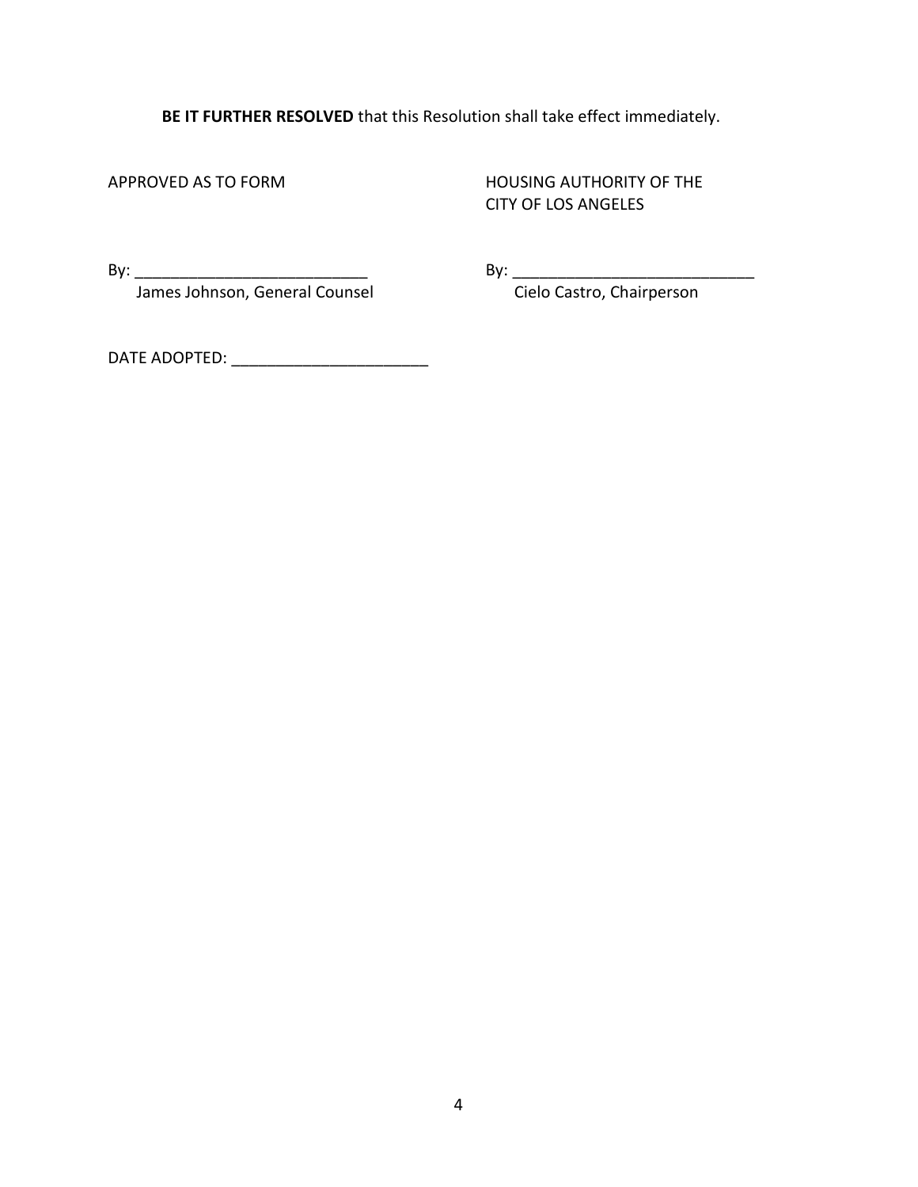**BE IT FURTHER RESOLVED** that this Resolution shall take effect immediately.

APPROVED AS TO FORM

By: ___________________________
James Johnson, General Counsel

HOUSING AUTHORITY OF THE CITY OF LOS ANGELES

By: ____________________________
Cielo Castro, Chairperson

DATE ADOPTED: ______________________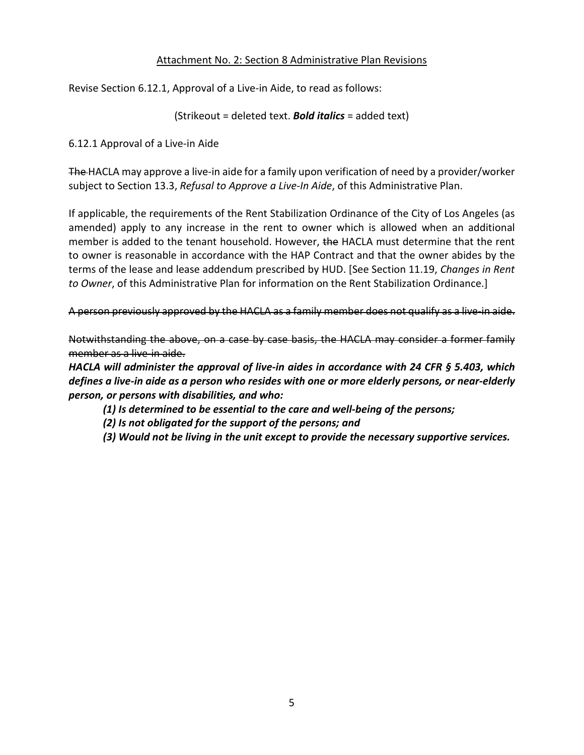Attachment No. 2: Section 8 Administrative Plan Revisions

Revise Section 6.12.1, Approval of a Live-in Aide, to read as follows:

(Strikeout = deleted text. ***Bold italics*** = added text)

6.12.1 Approval of a Live-in Aide

~~The~~ HACLA may approve a live-in aide for a family upon verification of need by a provider/worker subject to Section 13.3, *Refusal to Approve a Live-In Aide*, of this Administrative Plan.

If applicable, the requirements of the Rent Stabilization Ordinance of the City of Los Angeles (as amended) apply to any increase in the rent to owner which is allowed when an additional member is added to the tenant household. However, ~~the~~ HACLA must determine that the rent to owner is reasonable in accordance with the HAP Contract and that the owner abides by the terms of the lease and lease addendum prescribed by HUD. [See Section 11.19, *Changes in Rent to Owner*, of this Administrative Plan for information on the Rent Stabilization Ordinance.]

~~A person previously approved by the HACLA as a family member does not qualify as a live-in aide.~~

~~Notwithstanding the above, on a case by case basis, the HACLA may consider a former family member as a live-in aide.~~

***HACLA will administer the approval of live-in aides in accordance with 24 CFR § 5.403, which defines a live-in aide as a person who resides with one or more elderly persons, or near-elderly person, or persons with disabilities, and who:***

> ***(1) Is determined to be essential to the care and well-being of the persons;***
>
> ***(2) Is not obligated for the support of the persons; and***
>
> ***(3) Would not be living in the unit except to provide the necessary supportive services.***